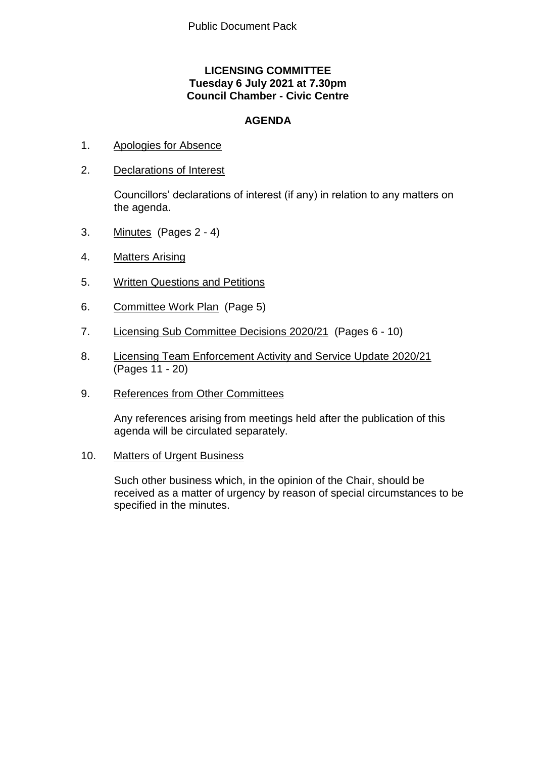Public Document Pack

**LICENSING COMMITTEE**
**Tuesday 6 July 2021 at 7.30pm**
**Council Chamber - Civic Centre**

## AGENDA

1. Apologies for Absence

2. Declarations of Interest

   Councillors' declarations of interest (if any) in relation to any matters on the agenda.

3. Minutes (Pages 2 - 4)

4. Matters Arising

5. Written Questions and Petitions

6. Committee Work Plan (Page 5)

7. Licensing Sub Committee Decisions 2020/21 (Pages 6 - 10)

8. Licensing Team Enforcement Activity and Service Update 2020/21 (Pages 11 - 20)

9. References from Other Committees

   Any references arising from meetings held after the publication of this agenda will be circulated separately.

10. Matters of Urgent Business

    Such other business which, in the opinion of the Chair, should be received as a matter of urgency by reason of special circumstances to be specified in the minutes.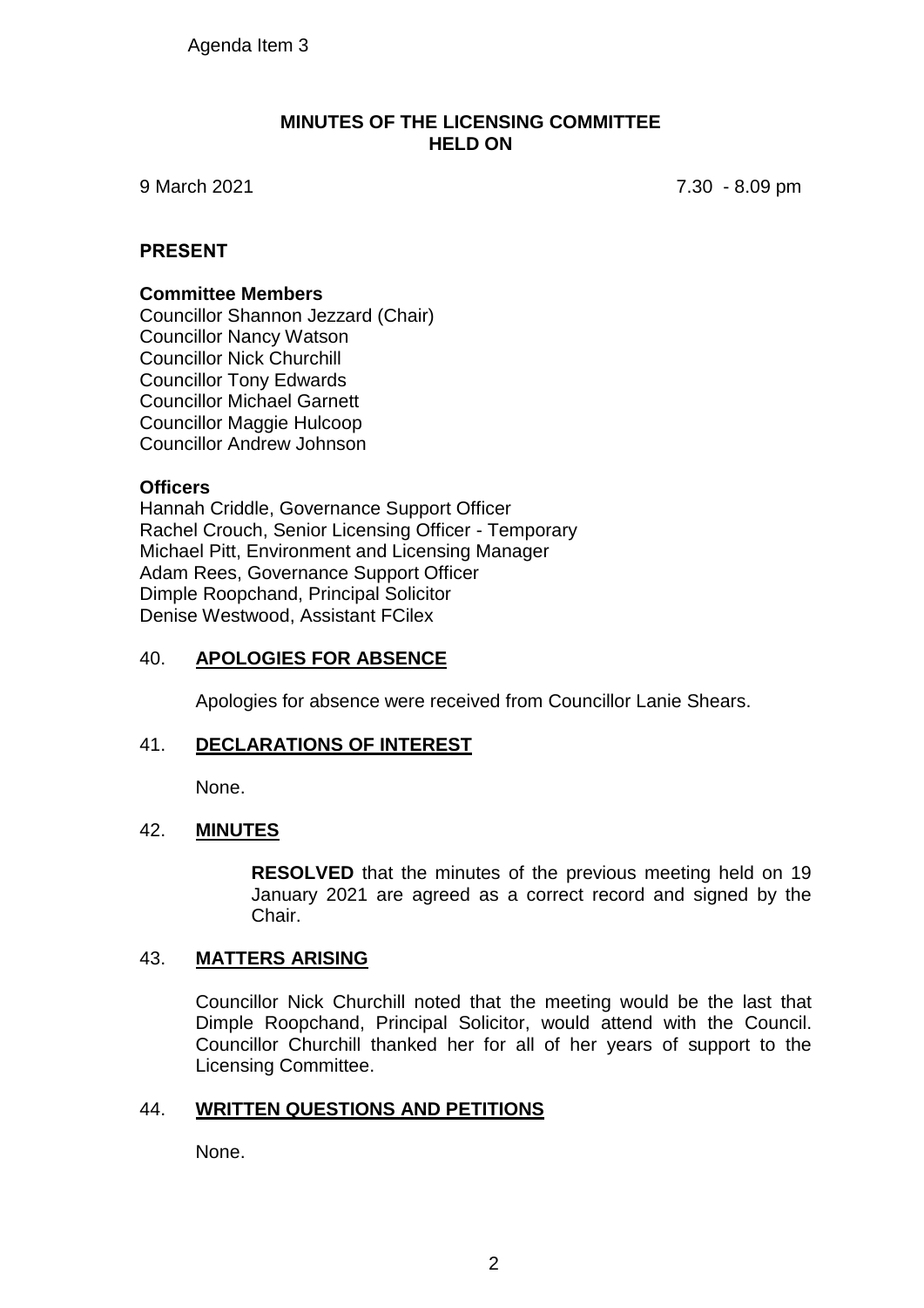Agenda Item 3

# MINUTES OF THE LICENSING COMMITTEE HELD ON

9 March 2021 7.30 - 8.09 pm

## PRESENT

### Committee Members

Councillor Shannon Jezzard (Chair)
Councillor Nancy Watson
Councillor Nick Churchill
Councillor Tony Edwards
Councillor Michael Garnett
Councillor Maggie Hulcoop
Councillor Andrew Johnson

### Officers

Hannah Criddle, Governance Support Officer
Rachel Crouch, Senior Licensing Officer - Temporary
Michael Pitt, Environment and Licensing Manager
Adam Rees, Governance Support Officer
Dimple Roopchand, Principal Solicitor
Denise Westwood, Assistant FCilex

## 40. APOLOGIES FOR ABSENCE

Apologies for absence were received from Councillor Lanie Shears.

## 41. DECLARATIONS OF INTEREST

None.

## 42. MINUTES

**RESOLVED** that the minutes of the previous meeting held on 19 January 2021 are agreed as a correct record and signed by the Chair.

## 43. MATTERS ARISING

Councillor Nick Churchill noted that the meeting would be the last that Dimple Roopchand, Principal Solicitor, would attend with the Council. Councillor Churchill thanked her for all of her years of support to the Licensing Committee.

## 44. WRITTEN QUESTIONS AND PETITIONS

None.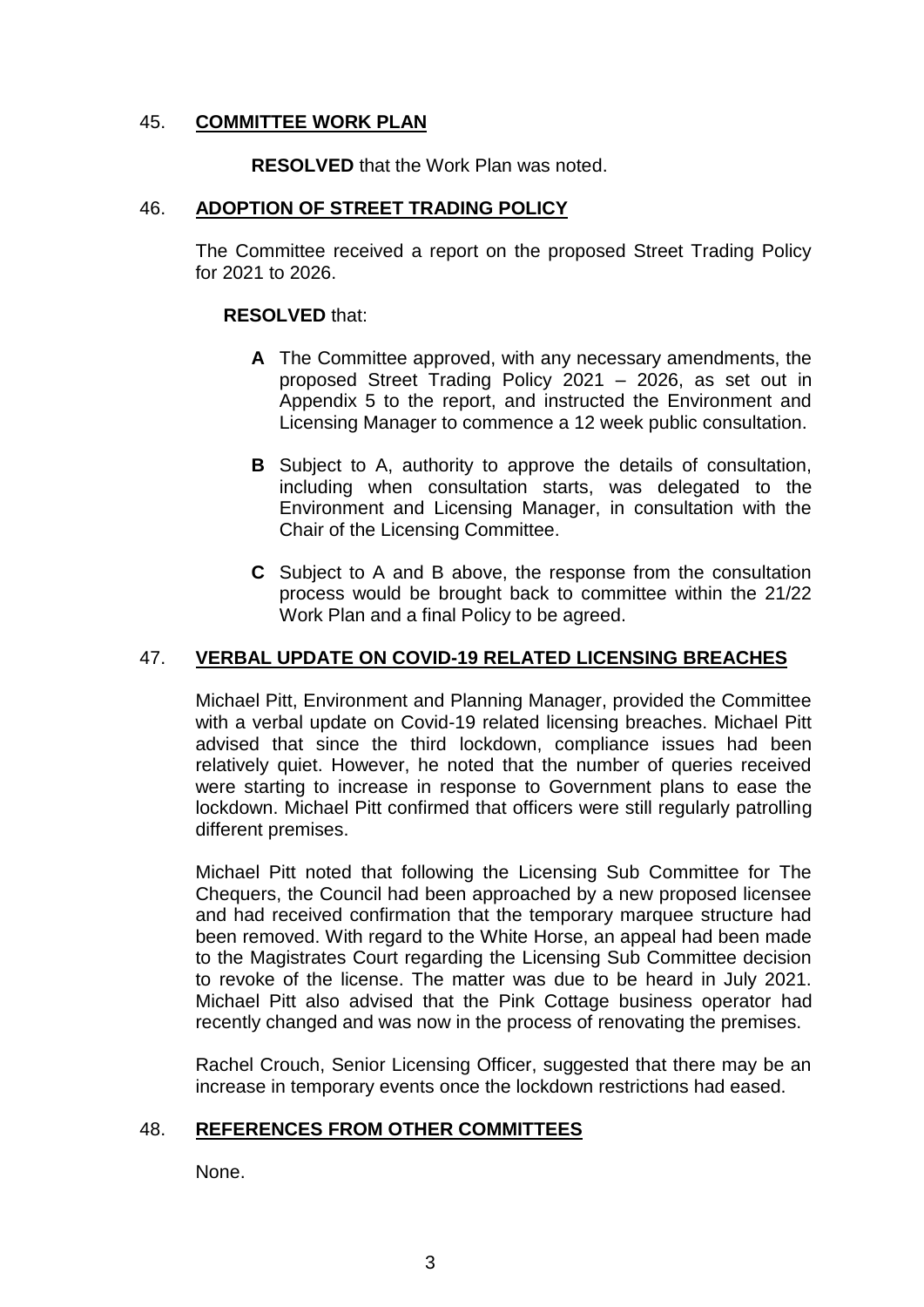## 45. COMMITTEE WORK PLAN

**RESOLVED** that the Work Plan was noted.

## 46. ADOPTION OF STREET TRADING POLICY

The Committee received a report on the proposed Street Trading Policy for 2021 to 2026.

**RESOLVED** that:

- **A** The Committee approved, with any necessary amendments, the proposed Street Trading Policy 2021 – 2026, as set out in Appendix 5 to the report, and instructed the Environment and Licensing Manager to commence a 12 week public consultation.
- **B** Subject to A, authority to approve the details of consultation, including when consultation starts, was delegated to the Environment and Licensing Manager, in consultation with the Chair of the Licensing Committee.
- **C** Subject to A and B above, the response from the consultation process would be brought back to committee within the 21/22 Work Plan and a final Policy to be agreed.

## 47. VERBAL UPDATE ON COVID-19 RELATED LICENSING BREACHES

Michael Pitt, Environment and Planning Manager, provided the Committee with a verbal update on Covid-19 related licensing breaches. Michael Pitt advised that since the third lockdown, compliance issues had been relatively quiet. However, he noted that the number of queries received were starting to increase in response to Government plans to ease the lockdown. Michael Pitt confirmed that officers were still regularly patrolling different premises.

Michael Pitt noted that following the Licensing Sub Committee for The Chequers, the Council had been approached by a new proposed licensee and had received confirmation that the temporary marquee structure had been removed. With regard to the White Horse, an appeal had been made to the Magistrates Court regarding the Licensing Sub Committee decision to revoke of the license. The matter was due to be heard in July 2021. Michael Pitt also advised that the Pink Cottage business operator had recently changed and was now in the process of renovating the premises.

Rachel Crouch, Senior Licensing Officer, suggested that there may be an increase in temporary events once the lockdown restrictions had eased.

## 48. REFERENCES FROM OTHER COMMITTEES

None.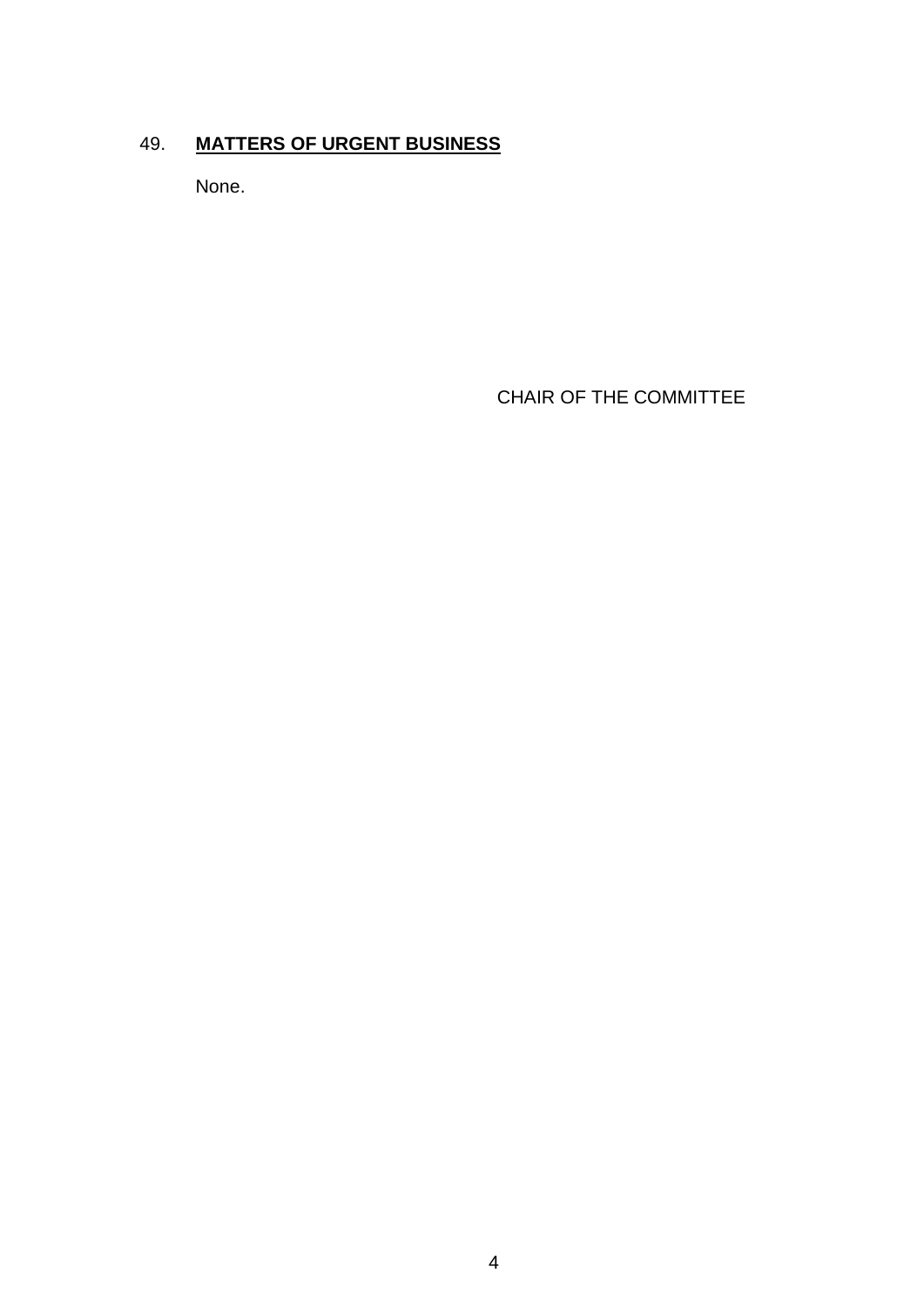## 49. **MATTERS OF URGENT BUSINESS**

None.

CHAIR OF THE COMMITTEE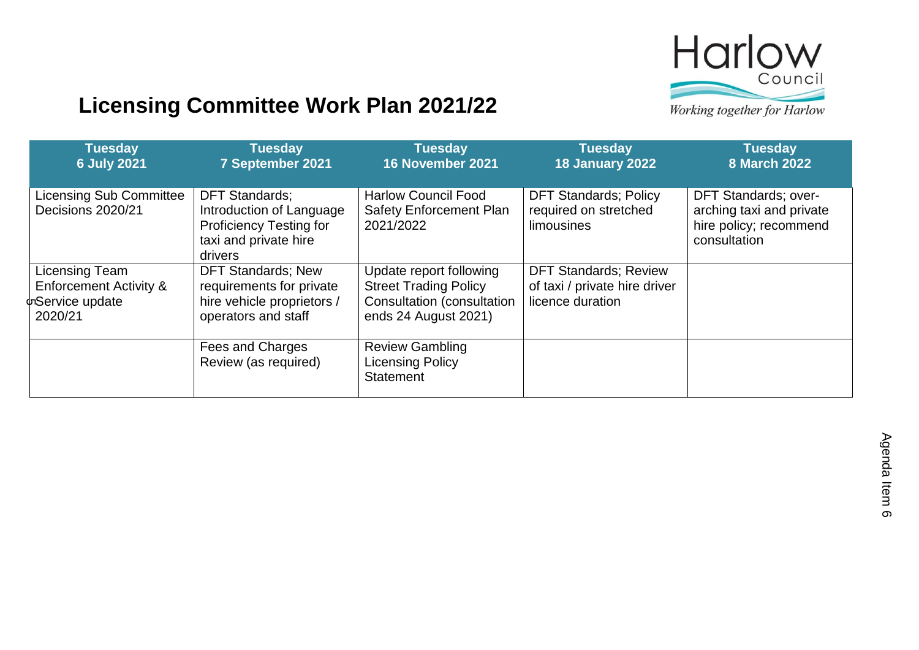# Licensing Committee Work Plan 2021/22

| Tuesday 6 July 2021 | Tuesday 7 September 2021 | Tuesday 16 November 2021 | Tuesday 18 January 2022 | Tuesday 8 March 2022 |
|---|---|---|---|---|
| Licensing Sub Committee Decisions 2020/21 | DFT Standards; Introduction of Language Proficiency Testing for taxi and private hire drivers | Harlow Council Food Safety Enforcement Plan 2021/2022 | DFT Standards; Policy required on stretched limousines | DFT Standards; over-arching taxi and private hire policy; recommend consultation |
| Licensing Team Enforcement Activity & Service update 2020/21 | DFT Standards; New requirements for private hire vehicle proprietors / operators and staff | Update report following Street Trading Policy Consultation (consultation ends 24 August 2021) | DFT Standards; Review of taxi / private hire driver licence duration | |
| | Fees and Charges Review (as required) | Review Gambling Licensing Policy Statement | | |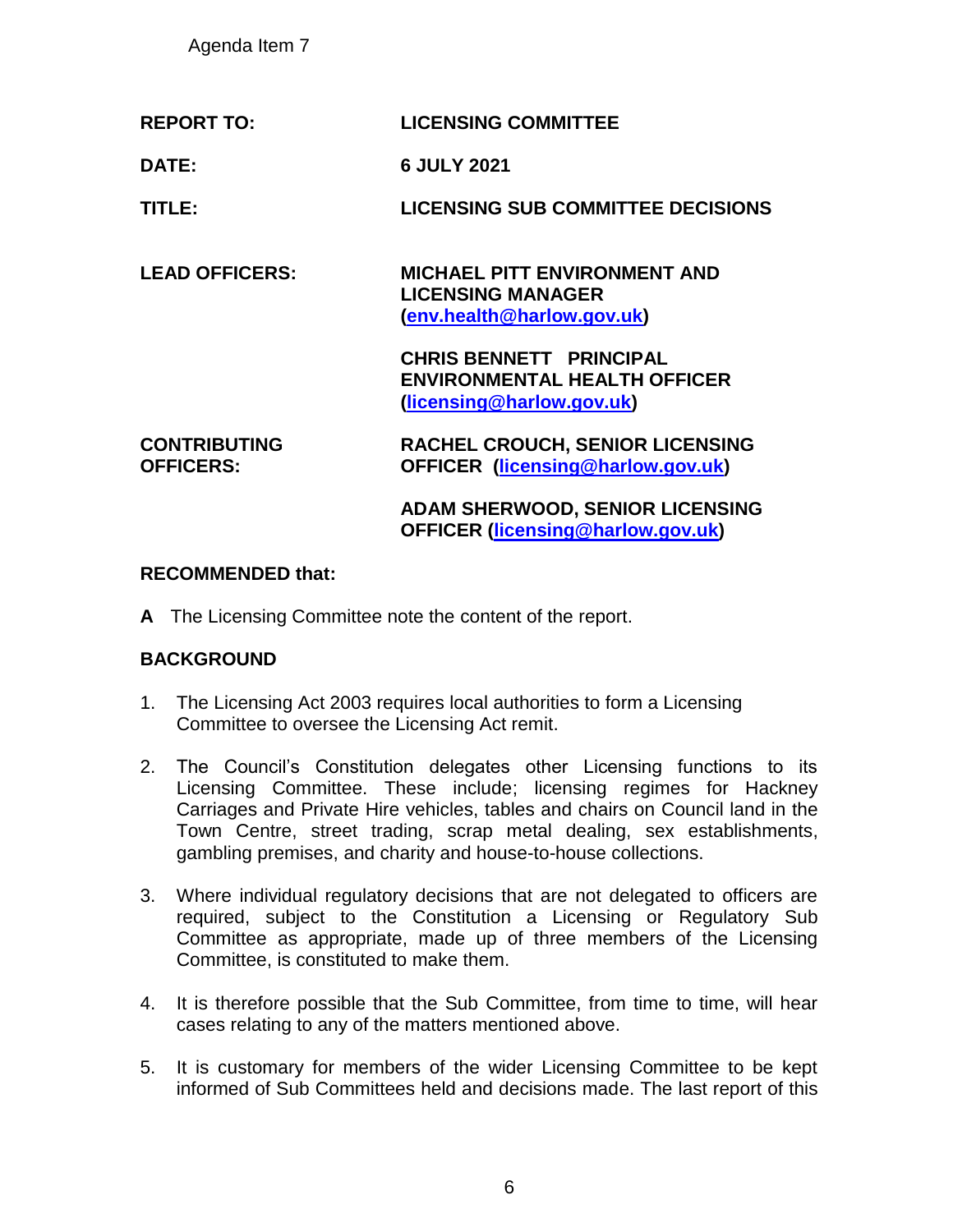Agenda Item 7

| | |
|---|---|
| **REPORT TO:** | **LICENSING COMMITTEE** |
| **DATE:** | **6 JULY 2021** |
| **TITLE:** | **LICENSING SUB COMMITTEE DECISIONS** |
| **LEAD OFFICERS:** | **MICHAEL PITT ENVIRONMENT AND LICENSING MANAGER (env.health@harlow.gov.uk)** <br><br> **CHRIS BENNETT PRINCIPAL ENVIRONMENTAL HEALTH OFFICER (licensing@harlow.gov.uk)** |
| **CONTRIBUTING OFFICERS:** | **RACHEL CROUCH, SENIOR LICENSING OFFICER (licensing@harlow.gov.uk)** <br><br> **ADAM SHERWOOD, SENIOR LICENSING OFFICER (licensing@harlow.gov.uk)** |

**RECOMMENDED that:**

**A** The Licensing Committee note the content of the report.

## BACKGROUND

1. The Licensing Act 2003 requires local authorities to form a Licensing Committee to oversee the Licensing Act remit.

2. The Council's Constitution delegates other Licensing functions to its Licensing Committee. These include; licensing regimes for Hackney Carriages and Private Hire vehicles, tables and chairs on Council land in the Town Centre, street trading, scrap metal dealing, sex establishments, gambling premises, and charity and house-to-house collections.

3. Where individual regulatory decisions that are not delegated to officers are required, subject to the Constitution a Licensing or Regulatory Sub Committee as appropriate, made up of three members of the Licensing Committee, is constituted to make them.

4. It is therefore possible that the Sub Committee, from time to time, will hear cases relating to any of the matters mentioned above.

5. It is customary for members of the wider Licensing Committee to be kept informed of Sub Committees held and decisions made. The last report of this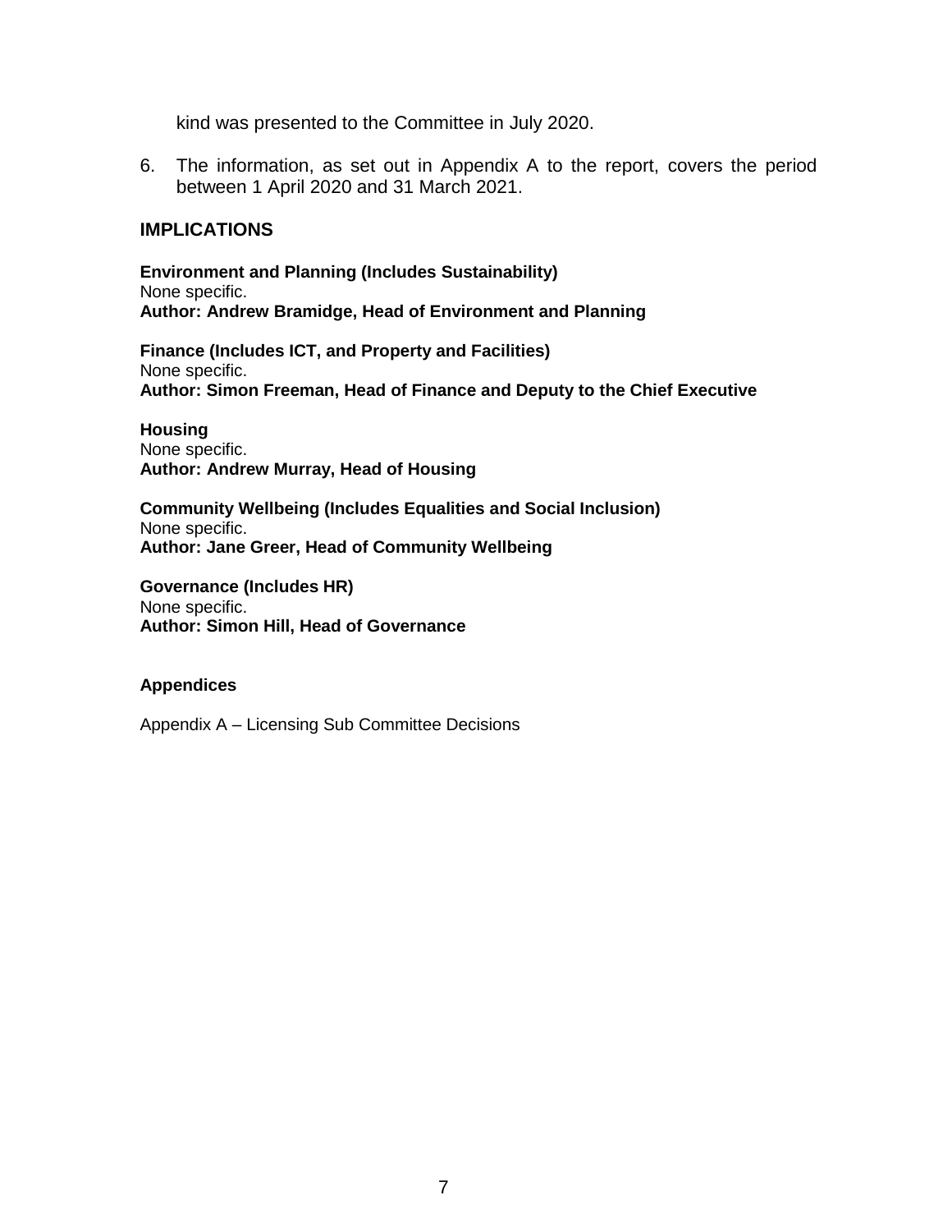kind was presented to the Committee in July 2020.

6. The information, as set out in Appendix A to the report, covers the period between 1 April 2020 and 31 March 2021.

## IMPLICATIONS

**Environment and Planning (Includes Sustainability)**
None specific.
**Author: Andrew Bramidge, Head of Environment and Planning**

**Finance (Includes ICT, and Property and Facilities)**
None specific.
**Author: Simon Freeman, Head of Finance and Deputy to the Chief Executive**

**Housing**
None specific.
**Author: Andrew Murray, Head of Housing**

**Community Wellbeing (Includes Equalities and Social Inclusion)**
None specific.
**Author: Jane Greer, Head of Community Wellbeing**

**Governance (Includes HR)**
None specific.
**Author: Simon Hill, Head of Governance**

**Appendices**

Appendix A – Licensing Sub Committee Decisions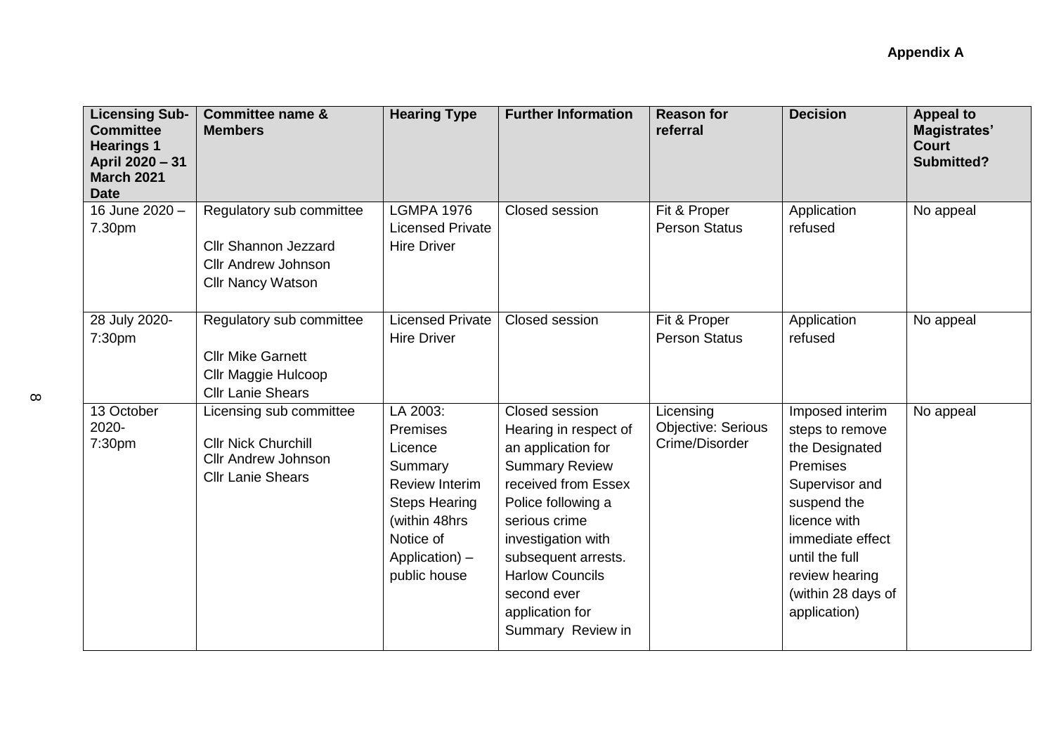**Appendix A**

| Licensing Sub-Committee Hearings 1 April 2020 – 31 March 2021 Date | Committee name & Members | Hearing Type | Further Information | Reason for referral | Decision | Appeal to Magistrates' Court Submitted? |
|---|---|---|---|---|---|---|
| 16 June 2020 – 7.30pm | Regulatory sub committee<br><br>Cllr Shannon Jezzard<br>Cllr Andrew Johnson<br>Cllr Nancy Watson | LGMPA 1976 Licensed Private Hire Driver | Closed session | Fit & Proper Person Status | Application refused | No appeal |
| 28 July 2020- 7:30pm | Regulatory sub committee<br><br>Cllr Mike Garnett<br>Cllr Maggie Hulcoop<br>Cllr Lanie Shears | Licensed Private Hire Driver | Closed session | Fit & Proper Person Status | Application refused | No appeal |
| 13 October 2020- 7:30pm | Licensing sub committee<br><br>Cllr Nick Churchill<br>Cllr Andrew Johnson<br>Cllr Lanie Shears | LA 2003: Premises Licence Summary Review Interim Steps Hearing (within 48hrs Notice of Application) – public house | Closed session Hearing in respect of an application for Summary Review received from Essex Police following a serious crime investigation with subsequent arrests. Harlow Councils second ever application for Summary Review in | Licensing Objective: Serious Crime/Disorder | Imposed interim steps to remove the Designated Premises Supervisor and suspend the licence with immediate effect until the full review hearing (within 28 days of application) | No appeal |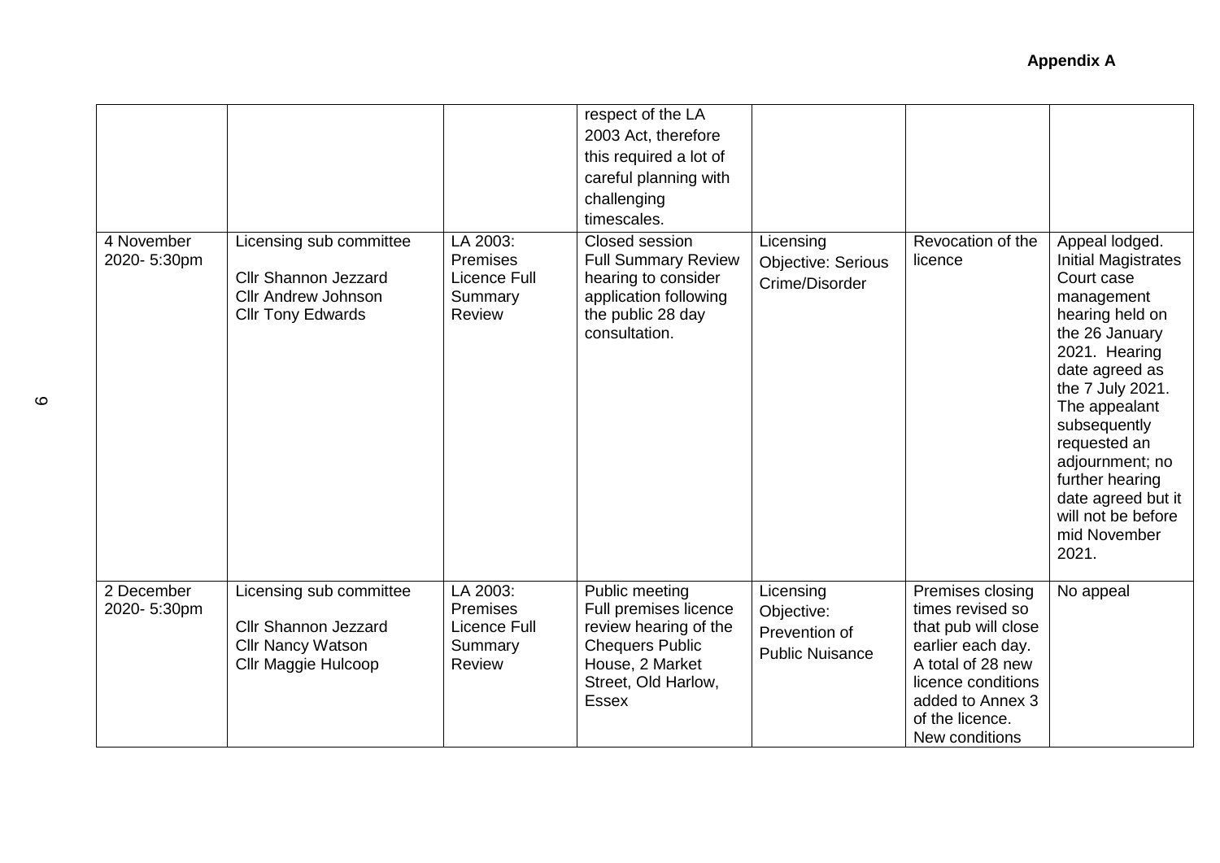**Appendix A**

| | | | | | | |
|---|---|---|---|---|---|---|
| | | | respect of the LA 2003 Act, therefore this required a lot of careful planning with challenging timescales. | | | |
| 4 November 2020- 5:30pm | Licensing sub committee<br><br>Cllr Shannon Jezzard<br>Cllr Andrew Johnson<br>Cllr Tony Edwards | LA 2003: Premises Licence Full Summary Review | Closed session Full Summary Review hearing to consider application following the public 28 day consultation. | Licensing Objective: Serious Crime/Disorder | Revocation of the licence | Appeal lodged. Initial Magistrates Court case management hearing held on the 26 January 2021. Hearing date agreed as the 7 July 2021. The appealant subsequently requested an adjournment; no further hearing date agreed but it will not be before mid November 2021. |
| 2 December 2020- 5:30pm | Licensing sub committee<br><br>Cllr Shannon Jezzard<br>Cllr Nancy Watson<br>Cllr Maggie Hulcoop | LA 2003: Premises Licence Full Summary Review | Public meeting Full premises licence review hearing of the Chequers Public House, 2 Market Street, Old Harlow, Essex | Licensing Objective: Prevention of Public Nuisance | Premises closing times revised so that pub will close earlier each day. A total of 28 new licence conditions added to Annex 3 of the licence. New conditions | No appeal |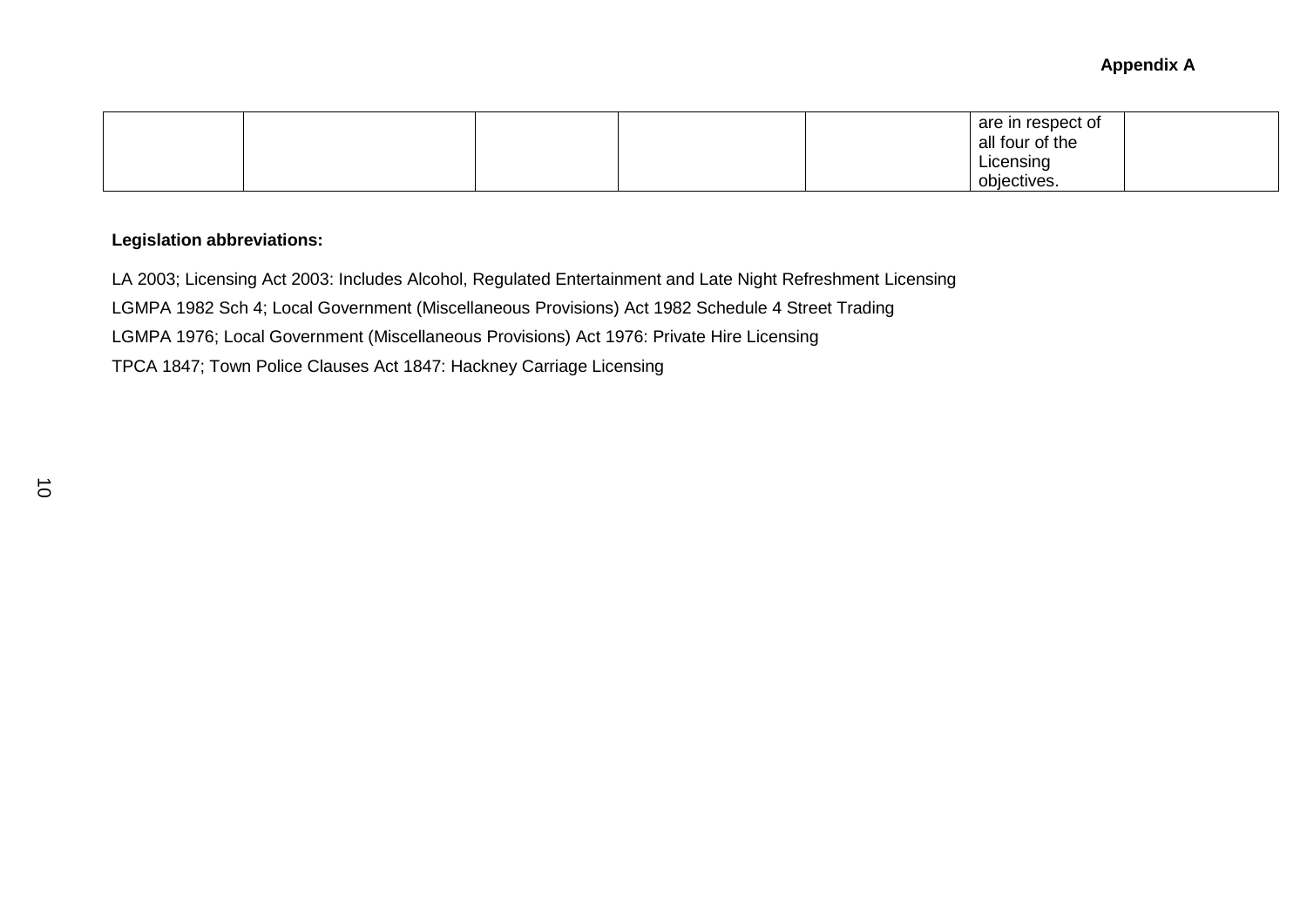| | | | | | | |
|---|---|---|---|---|---|---|
| | | | | | are in respect of all four of the Licensing objectives. | |

**Legislation abbreviations:**

LA 2003; Licensing Act 2003: Includes Alcohol, Regulated Entertainment and Late Night Refreshment Licensing

LGMPA 1982 Sch 4; Local Government (Miscellaneous Provisions) Act 1982 Schedule 4 Street Trading

LGMPA 1976; Local Government (Miscellaneous Provisions) Act 1976: Private Hire Licensing

TPCA 1847; Town Police Clauses Act 1847: Hackney Carriage Licensing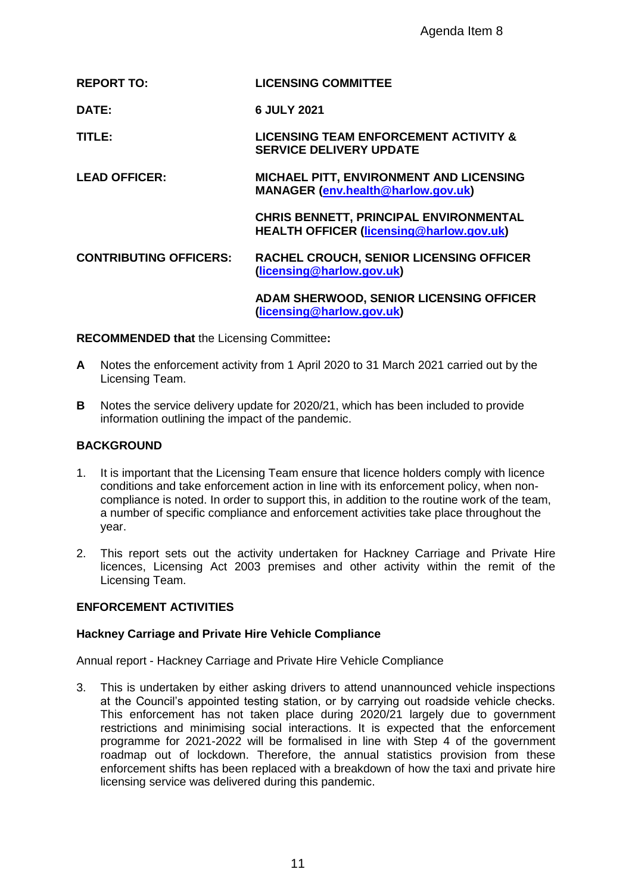Agenda Item 8

| | |
|---|---|
| **REPORT TO:** | **LICENSING COMMITTEE** |
| **DATE:** | **6 JULY 2021** |
| **TITLE:** | **LICENSING TEAM ENFORCEMENT ACTIVITY & SERVICE DELIVERY UPDATE** |
| **LEAD OFFICER:** | **MICHAEL PITT, ENVIRONMENT AND LICENSING MANAGER (env.health@harlow.gov.uk)** |
| | **CHRIS BENNETT, PRINCIPAL ENVIRONMENTAL HEALTH OFFICER (licensing@harlow.gov.uk)** |
| **CONTRIBUTING OFFICERS:** | **RACHEL CROUCH, SENIOR LICENSING OFFICER (licensing@harlow.gov.uk)** |
| | **ADAM SHERWOOD, SENIOR LICENSING OFFICER (licensing@harlow.gov.uk)** |

**RECOMMENDED that** the Licensing Committee**:**

**A** Notes the enforcement activity from 1 April 2020 to 31 March 2021 carried out by the Licensing Team.

**B** Notes the service delivery update for 2020/21, which has been included to provide information outlining the impact of the pandemic.

## BACKGROUND

1. It is important that the Licensing Team ensure that licence holders comply with licence conditions and take enforcement action in line with its enforcement policy, when non-compliance is noted. In order to support this, in addition to the routine work of the team, a number of specific compliance and enforcement activities take place throughout the year.

2. This report sets out the activity undertaken for Hackney Carriage and Private Hire licences, Licensing Act 2003 premises and other activity within the remit of the Licensing Team.

## ENFORCEMENT ACTIVITIES

### Hackney Carriage and Private Hire Vehicle Compliance

Annual report - Hackney Carriage and Private Hire Vehicle Compliance

3. This is undertaken by either asking drivers to attend unannounced vehicle inspections at the Council's appointed testing station, or by carrying out roadside vehicle checks. This enforcement has not taken place during 2020/21 largely due to government restrictions and minimising social interactions. It is expected that the enforcement programme for 2021-2022 will be formalised in line with Step 4 of the government roadmap out of lockdown. Therefore, the annual statistics provision from these enforcement shifts has been replaced with a breakdown of how the taxi and private hire licensing service was delivered during this pandemic.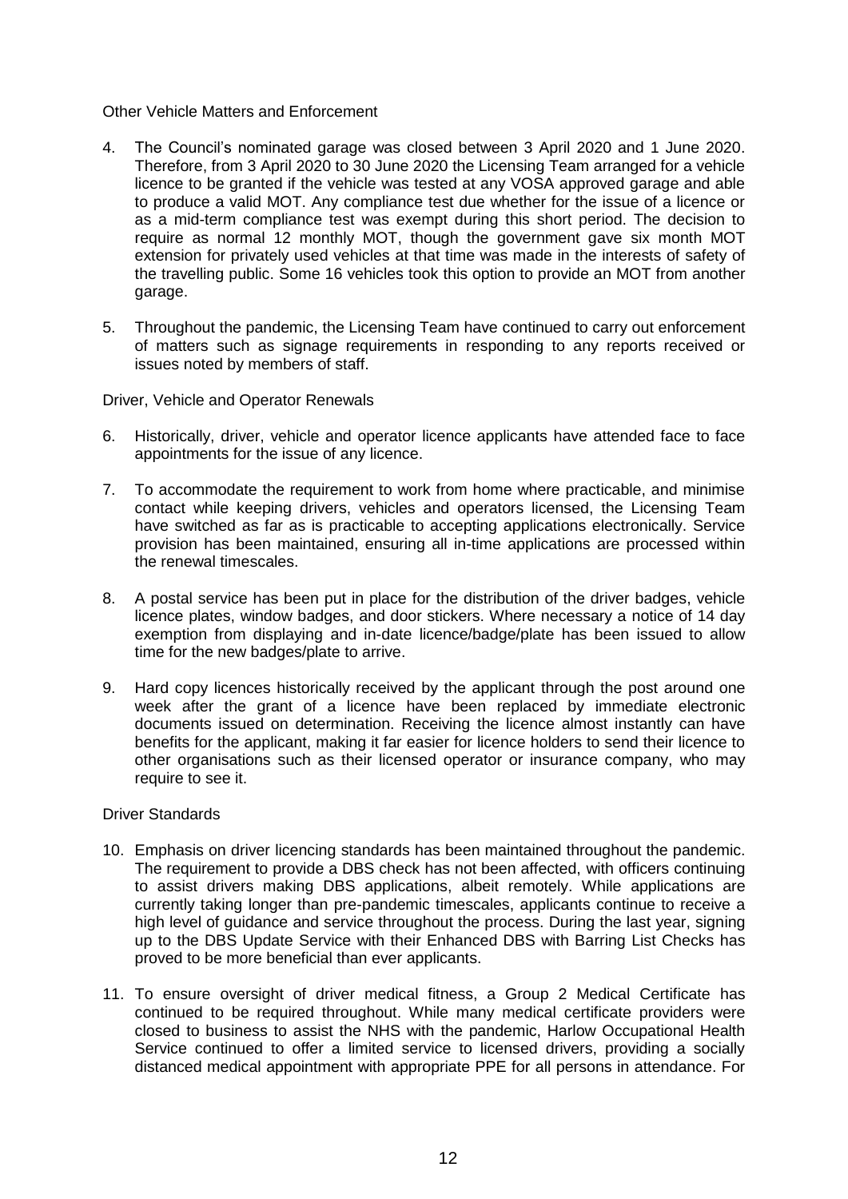Other Vehicle Matters and Enforcement

4. The Council's nominated garage was closed between 3 April 2020 and 1 June 2020. Therefore, from 3 April 2020 to 30 June 2020 the Licensing Team arranged for a vehicle licence to be granted if the vehicle was tested at any VOSA approved garage and able to produce a valid MOT. Any compliance test due whether for the issue of a licence or as a mid-term compliance test was exempt during this short period. The decision to require as normal 12 monthly MOT, though the government gave six month MOT extension for privately used vehicles at that time was made in the interests of safety of the travelling public. Some 16 vehicles took this option to provide an MOT from another garage.

5. Throughout the pandemic, the Licensing Team have continued to carry out enforcement of matters such as signage requirements in responding to any reports received or issues noted by members of staff.

Driver, Vehicle and Operator Renewals

6. Historically, driver, vehicle and operator licence applicants have attended face to face appointments for the issue of any licence.

7. To accommodate the requirement to work from home where practicable, and minimise contact while keeping drivers, vehicles and operators licensed, the Licensing Team have switched as far as is practicable to accepting applications electronically. Service provision has been maintained, ensuring all in-time applications are processed within the renewal timescales.

8. A postal service has been put in place for the distribution of the driver badges, vehicle licence plates, window badges, and door stickers. Where necessary a notice of 14 day exemption from displaying and in-date licence/badge/plate has been issued to allow time for the new badges/plate to arrive.

9. Hard copy licences historically received by the applicant through the post around one week after the grant of a licence have been replaced by immediate electronic documents issued on determination. Receiving the licence almost instantly can have benefits for the applicant, making it far easier for licence holders to send their licence to other organisations such as their licensed operator or insurance company, who may require to see it.

Driver Standards

10. Emphasis on driver licencing standards has been maintained throughout the pandemic. The requirement to provide a DBS check has not been affected, with officers continuing to assist drivers making DBS applications, albeit remotely. While applications are currently taking longer than pre-pandemic timescales, applicants continue to receive a high level of guidance and service throughout the process. During the last year, signing up to the DBS Update Service with their Enhanced DBS with Barring List Checks has proved to be more beneficial than ever applicants.

11. To ensure oversight of driver medical fitness, a Group 2 Medical Certificate has continued to be required throughout. While many medical certificate providers were closed to business to assist the NHS with the pandemic, Harlow Occupational Health Service continued to offer a limited service to licensed drivers, providing a socially distanced medical appointment with appropriate PPE for all persons in attendance. For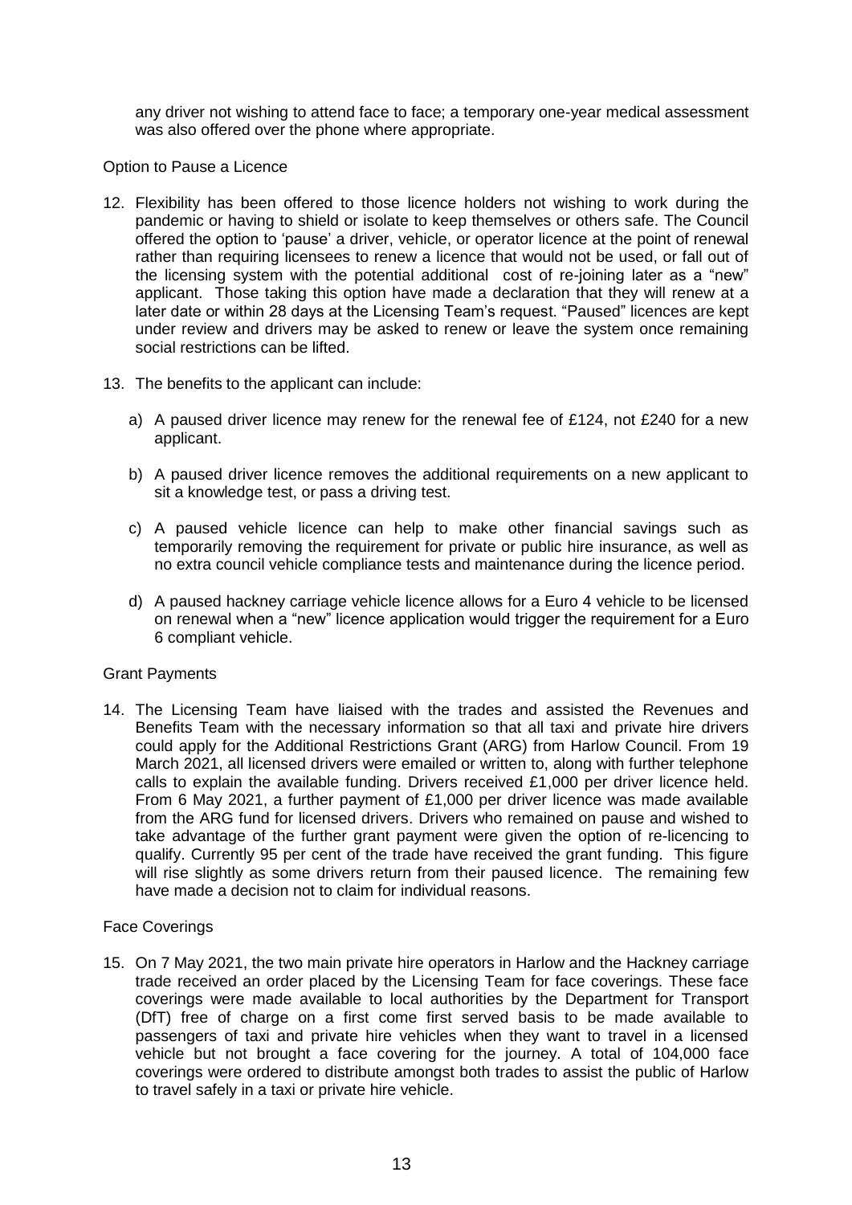any driver not wishing to attend face to face; a temporary one-year medical assessment was also offered over the phone where appropriate.

### Option to Pause a Licence

12. Flexibility has been offered to those licence holders not wishing to work during the pandemic or having to shield or isolate to keep themselves or others safe. The Council offered the option to 'pause' a driver, vehicle, or operator licence at the point of renewal rather than requiring licensees to renew a licence that would not be used, or fall out of the licensing system with the potential additional cost of re-joining later as a "new" applicant. Those taking this option have made a declaration that they will renew at a later date or within 28 days at the Licensing Team's request. "Paused" licences are kept under review and drivers may be asked to renew or leave the system once remaining social restrictions can be lifted.

13. The benefits to the applicant can include:

    a) A paused driver licence may renew for the renewal fee of £124, not £240 for a new applicant.

    b) A paused driver licence removes the additional requirements on a new applicant to sit a knowledge test, or pass a driving test.

    c) A paused vehicle licence can help to make other financial savings such as temporarily removing the requirement for private or public hire insurance, as well as no extra council vehicle compliance tests and maintenance during the licence period.

    d) A paused hackney carriage vehicle licence allows for a Euro 4 vehicle to be licensed on renewal when a "new" licence application would trigger the requirement for a Euro 6 compliant vehicle.

### Grant Payments

14. The Licensing Team have liaised with the trades and assisted the Revenues and Benefits Team with the necessary information so that all taxi and private hire drivers could apply for the Additional Restrictions Grant (ARG) from Harlow Council. From 19 March 2021, all licensed drivers were emailed or written to, along with further telephone calls to explain the available funding. Drivers received £1,000 per driver licence held. From 6 May 2021, a further payment of £1,000 per driver licence was made available from the ARG fund for licensed drivers. Drivers who remained on pause and wished to take advantage of the further grant payment were given the option of re-licencing to qualify. Currently 95 per cent of the trade have received the grant funding. This figure will rise slightly as some drivers return from their paused licence. The remaining few have made a decision not to claim for individual reasons.

### Face Coverings

15. On 7 May 2021, the two main private hire operators in Harlow and the Hackney carriage trade received an order placed by the Licensing Team for face coverings. These face coverings were made available to local authorities by the Department for Transport (DfT) free of charge on a first come first served basis to be made available to passengers of taxi and private hire vehicles when they want to travel in a licensed vehicle but not brought a face covering for the journey. A total of 104,000 face coverings were ordered to distribute amongst both trades to assist the public of Harlow to travel safely in a taxi or private hire vehicle.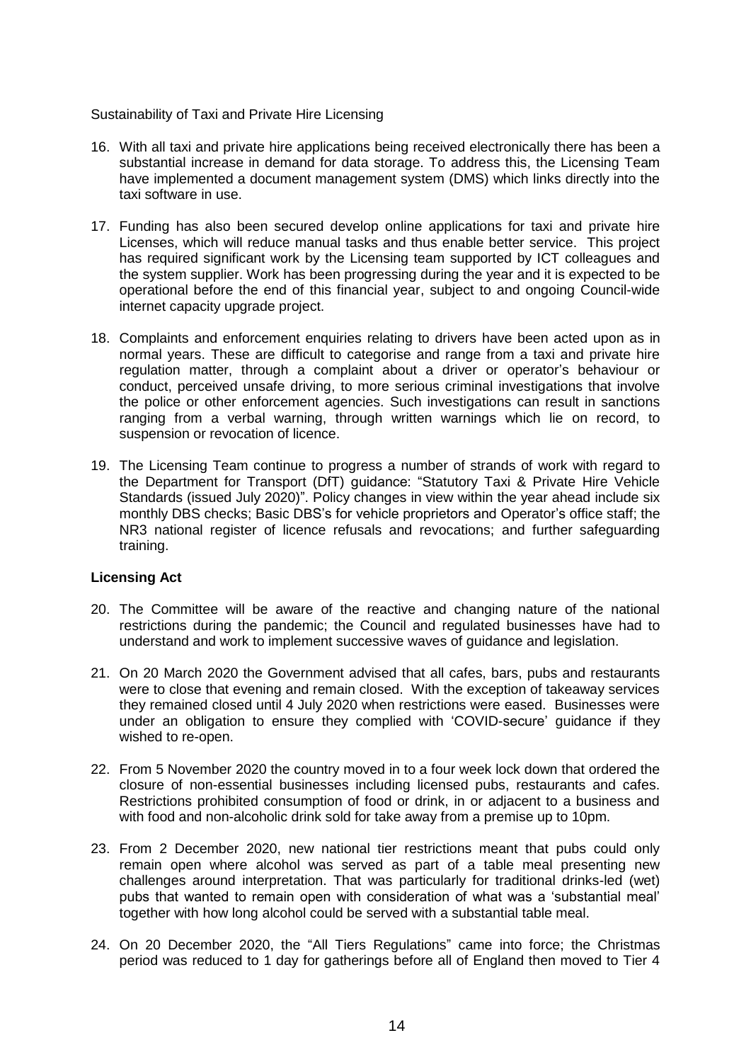Sustainability of Taxi and Private Hire Licensing

16. With all taxi and private hire applications being received electronically there has been a substantial increase in demand for data storage. To address this, the Licensing Team have implemented a document management system (DMS) which links directly into the taxi software in use.

17. Funding has also been secured develop online applications for taxi and private hire Licenses, which will reduce manual tasks and thus enable better service. This project has required significant work by the Licensing team supported by ICT colleagues and the system supplier. Work has been progressing during the year and it is expected to be operational before the end of this financial year, subject to and ongoing Council-wide internet capacity upgrade project.

18. Complaints and enforcement enquiries relating to drivers have been acted upon as in normal years. These are difficult to categorise and range from a taxi and private hire regulation matter, through a complaint about a driver or operator's behaviour or conduct, perceived unsafe driving, to more serious criminal investigations that involve the police or other enforcement agencies. Such investigations can result in sanctions ranging from a verbal warning, through written warnings which lie on record, to suspension or revocation of licence.

19. The Licensing Team continue to progress a number of strands of work with regard to the Department for Transport (DfT) guidance: "Statutory Taxi & Private Hire Vehicle Standards (issued July 2020)". Policy changes in view within the year ahead include six monthly DBS checks; Basic DBS's for vehicle proprietors and Operator's office staff; the NR3 national register of licence refusals and revocations; and further safeguarding training.

**Licensing Act**

20. The Committee will be aware of the reactive and changing nature of the national restrictions during the pandemic; the Council and regulated businesses have had to understand and work to implement successive waves of guidance and legislation.

21. On 20 March 2020 the Government advised that all cafes, bars, pubs and restaurants were to close that evening and remain closed. With the exception of takeaway services they remained closed until 4 July 2020 when restrictions were eased. Businesses were under an obligation to ensure they complied with 'COVID-secure' guidance if they wished to re-open.

22. From 5 November 2020 the country moved in to a four week lock down that ordered the closure of non-essential businesses including licensed pubs, restaurants and cafes. Restrictions prohibited consumption of food or drink, in or adjacent to a business and with food and non-alcoholic drink sold for take away from a premise up to 10pm.

23. From 2 December 2020, new national tier restrictions meant that pubs could only remain open where alcohol was served as part of a table meal presenting new challenges around interpretation. That was particularly for traditional drinks-led (wet) pubs that wanted to remain open with consideration of what was a 'substantial meal' together with how long alcohol could be served with a substantial table meal.

24. On 20 December 2020, the "All Tiers Regulations" came into force; the Christmas period was reduced to 1 day for gatherings before all of England then moved to Tier 4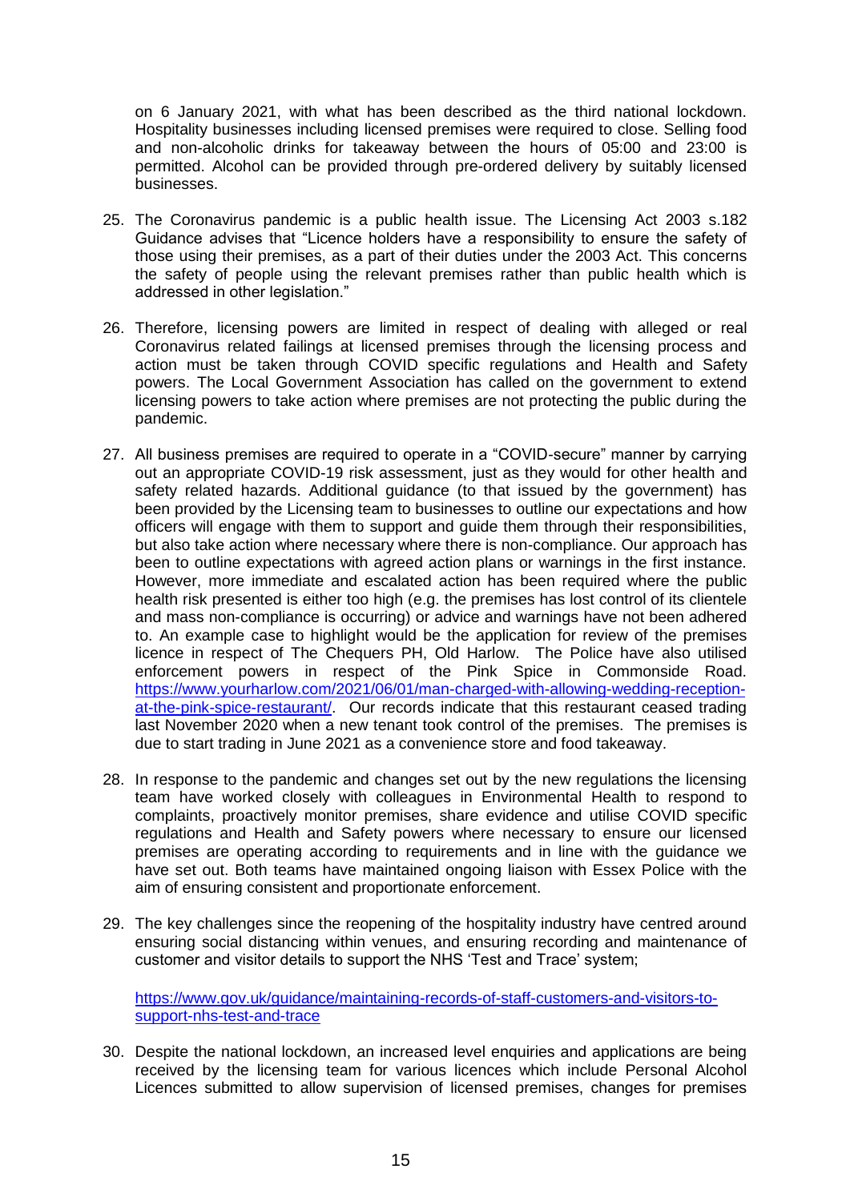on 6 January 2021, with what has been described as the third national lockdown. Hospitality businesses including licensed premises were required to close. Selling food and non-alcoholic drinks for takeaway between the hours of 05:00 and 23:00 is permitted. Alcohol can be provided through pre-ordered delivery by suitably licensed businesses.

25. The Coronavirus pandemic is a public health issue. The Licensing Act 2003 s.182 Guidance advises that "Licence holders have a responsibility to ensure the safety of those using their premises, as a part of their duties under the 2003 Act. This concerns the safety of people using the relevant premises rather than public health which is addressed in other legislation."

26. Therefore, licensing powers are limited in respect of dealing with alleged or real Coronavirus related failings at licensed premises through the licensing process and action must be taken through COVID specific regulations and Health and Safety powers. The Local Government Association has called on the government to extend licensing powers to take action where premises are not protecting the public during the pandemic.

27. All business premises are required to operate in a "COVID-secure" manner by carrying out an appropriate COVID-19 risk assessment, just as they would for other health and safety related hazards. Additional guidance (to that issued by the government) has been provided by the Licensing team to businesses to outline our expectations and how officers will engage with them to support and guide them through their responsibilities, but also take action where necessary where there is non-compliance. Our approach has been to outline expectations with agreed action plans or warnings in the first instance. However, more immediate and escalated action has been required where the public health risk presented is either too high (e.g. the premises has lost control of its clientele and mass non-compliance is occurring) or advice and warnings have not been adhered to. An example case to highlight would be the application for review of the premises licence in respect of The Chequers PH, Old Harlow. The Police have also utilised enforcement powers in respect of the Pink Spice in Commonside Road. https://www.yourharlow.com/2021/06/01/man-charged-with-allowing-wedding-reception-at-the-pink-spice-restaurant/. Our records indicate that this restaurant ceased trading last November 2020 when a new tenant took control of the premises. The premises is due to start trading in June 2021 as a convenience store and food takeaway.

28. In response to the pandemic and changes set out by the new regulations the licensing team have worked closely with colleagues in Environmental Health to respond to complaints, proactively monitor premises, share evidence and utilise COVID specific regulations and Health and Safety powers where necessary to ensure our licensed premises are operating according to requirements and in line with the guidance we have set out. Both teams have maintained ongoing liaison with Essex Police with the aim of ensuring consistent and proportionate enforcement.

29. The key challenges since the reopening of the hospitality industry have centred around ensuring social distancing within venues, and ensuring recording and maintenance of customer and visitor details to support the NHS 'Test and Trace' system;

    https://www.gov.uk/guidance/maintaining-records-of-staff-customers-and-visitors-to-support-nhs-test-and-trace

30. Despite the national lockdown, an increased level enquiries and applications are being received by the licensing team for various licences which include Personal Alcohol Licences submitted to allow supervision of licensed premises, changes for premises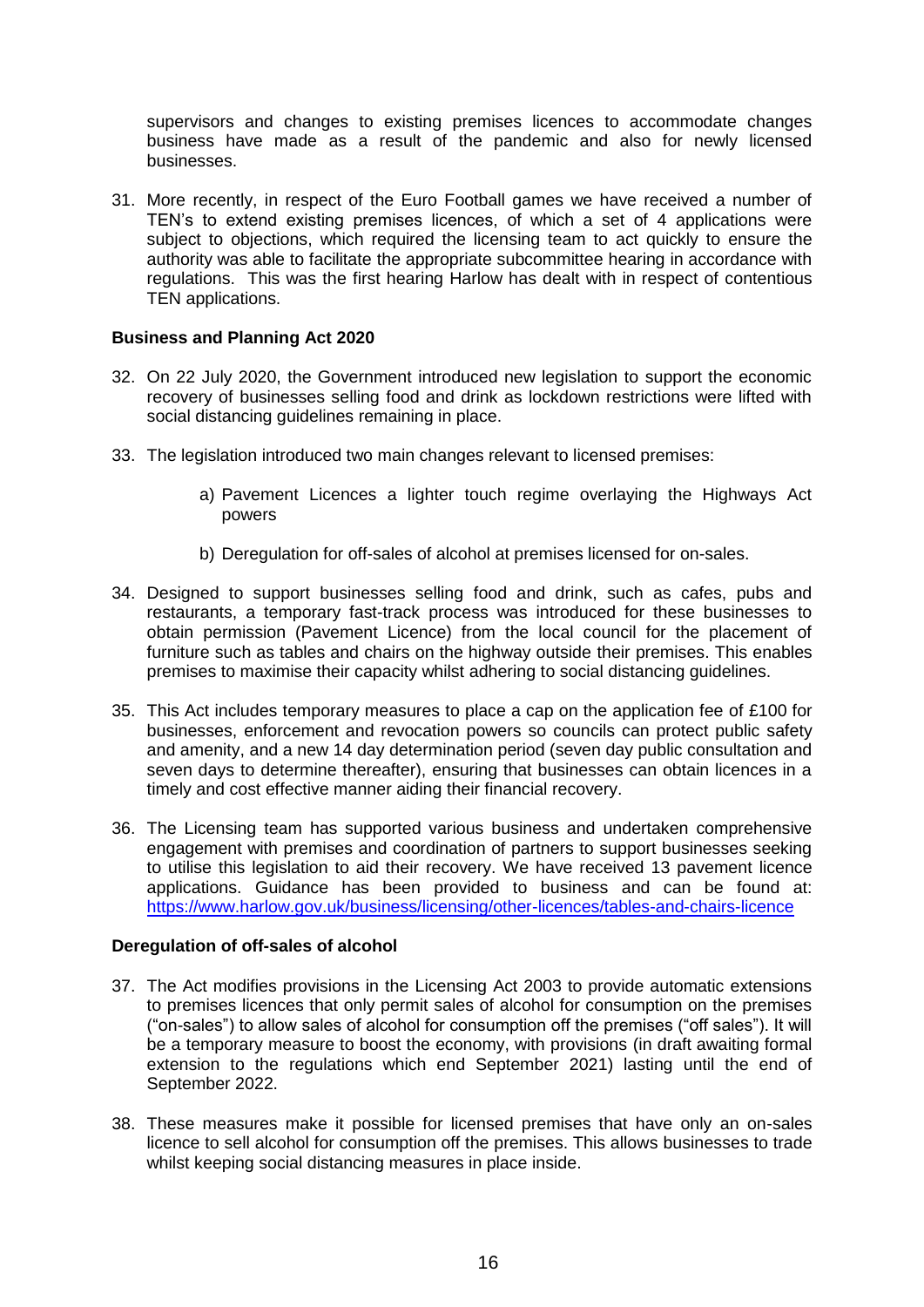supervisors and changes to existing premises licences to accommodate changes business have made as a result of the pandemic and also for newly licensed businesses.

31. More recently, in respect of the Euro Football games we have received a number of TEN's to extend existing premises licences, of which a set of 4 applications were subject to objections, which required the licensing team to act quickly to ensure the authority was able to facilitate the appropriate subcommittee hearing in accordance with regulations. This was the first hearing Harlow has dealt with in respect of contentious TEN applications.

**Business and Planning Act 2020**

32. On 22 July 2020, the Government introduced new legislation to support the economic recovery of businesses selling food and drink as lockdown restrictions were lifted with social distancing guidelines remaining in place.

33. The legislation introduced two main changes relevant to licensed premises:

    a) Pavement Licences a lighter touch regime overlaying the Highways Act powers

    b) Deregulation for off-sales of alcohol at premises licensed for on-sales.

34. Designed to support businesses selling food and drink, such as cafes, pubs and restaurants, a temporary fast-track process was introduced for these businesses to obtain permission (Pavement Licence) from the local council for the placement of furniture such as tables and chairs on the highway outside their premises. This enables premises to maximise their capacity whilst adhering to social distancing guidelines.

35. This Act includes temporary measures to place a cap on the application fee of £100 for businesses, enforcement and revocation powers so councils can protect public safety and amenity, and a new 14 day determination period (seven day public consultation and seven days to determine thereafter), ensuring that businesses can obtain licences in a timely and cost effective manner aiding their financial recovery.

36. The Licensing team has supported various business and undertaken comprehensive engagement with premises and coordination of partners to support businesses seeking to utilise this legislation to aid their recovery. We have received 13 pavement licence applications. Guidance has been provided to business and can be found at: https://www.harlow.gov.uk/business/licensing/other-licences/tables-and-chairs-licence

**Deregulation of off-sales of alcohol**

37. The Act modifies provisions in the Licensing Act 2003 to provide automatic extensions to premises licences that only permit sales of alcohol for consumption on the premises ("on-sales") to allow sales of alcohol for consumption off the premises ("off sales"). It will be a temporary measure to boost the economy, with provisions (in draft awaiting formal extension to the regulations which end September 2021) lasting until the end of September 2022.

38. These measures make it possible for licensed premises that have only an on-sales licence to sell alcohol for consumption off the premises. This allows businesses to trade whilst keeping social distancing measures in place inside.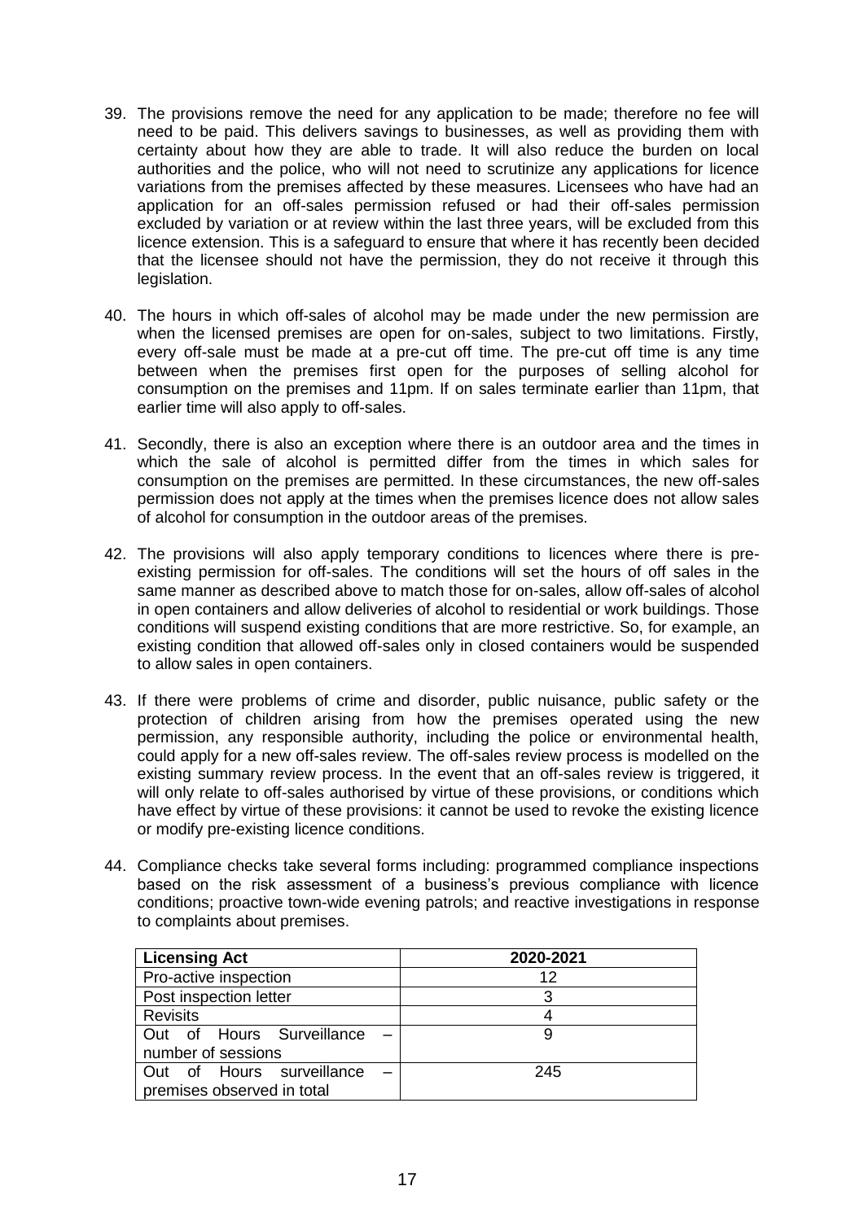39. The provisions remove the need for any application to be made; therefore no fee will need to be paid. This delivers savings to businesses, as well as providing them with certainty about how they are able to trade. It will also reduce the burden on local authorities and the police, who will not need to scrutinize any applications for licence variations from the premises affected by these measures. Licensees who have had an application for an off-sales permission refused or had their off-sales permission excluded by variation or at review within the last three years, will be excluded from this licence extension. This is a safeguard to ensure that where it has recently been decided that the licensee should not have the permission, they do not receive it through this legislation.

40. The hours in which off-sales of alcohol may be made under the new permission are when the licensed premises are open for on-sales, subject to two limitations. Firstly, every off-sale must be made at a pre-cut off time. The pre-cut off time is any time between when the premises first open for the purposes of selling alcohol for consumption on the premises and 11pm. If on sales terminate earlier than 11pm, that earlier time will also apply to off-sales.

41. Secondly, there is also an exception where there is an outdoor area and the times in which the sale of alcohol is permitted differ from the times in which sales for consumption on the premises are permitted. In these circumstances, the new off-sales permission does not apply at the times when the premises licence does not allow sales of alcohol for consumption in the outdoor areas of the premises.

42. The provisions will also apply temporary conditions to licences where there is pre-existing permission for off-sales. The conditions will set the hours of off sales in the same manner as described above to match those for on-sales, allow off-sales of alcohol in open containers and allow deliveries of alcohol to residential or work buildings. Those conditions will suspend existing conditions that are more restrictive. So, for example, an existing condition that allowed off-sales only in closed containers would be suspended to allow sales in open containers.

43. If there were problems of crime and disorder, public nuisance, public safety or the protection of children arising from how the premises operated using the new permission, any responsible authority, including the police or environmental health, could apply for a new off-sales review. The off-sales review process is modelled on the existing summary review process. In the event that an off-sales review is triggered, it will only relate to off-sales authorised by virtue of these provisions, or conditions which have effect by virtue of these provisions: it cannot be used to revoke the existing licence or modify pre-existing licence conditions.

44. Compliance checks take several forms including: programmed compliance inspections based on the risk assessment of a business's previous compliance with licence conditions; proactive town-wide evening patrols; and reactive investigations in response to complaints about premises.

| Licensing Act | 2020-2021 |
|---|---|
| Pro-active inspection | 12 |
| Post inspection letter | 3 |
| Revisits | 4 |
| Out of Hours Surveillance – number of sessions | 9 |
| Out of Hours surveillance – premises observed in total | 245 |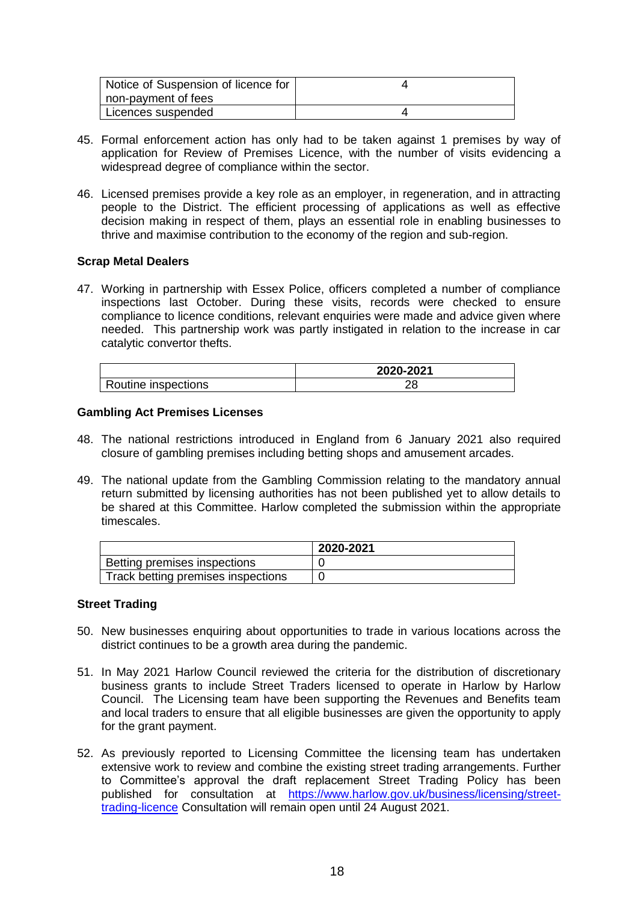| Notice of Suspension of licence for non-payment of fees | 4 |
|---|---|
| Licences suspended | 4 |

45. Formal enforcement action has only had to be taken against 1 premises by way of application for Review of Premises Licence, with the number of visits evidencing a widespread degree of compliance within the sector.

46. Licensed premises provide a key role as an employer, in regeneration, and in attracting people to the District. The efficient processing of applications as well as effective decision making in respect of them, plays an essential role in enabling businesses to thrive and maximise contribution to the economy of the region and sub-region.

**Scrap Metal Dealers**

47. Working in partnership with Essex Police, officers completed a number of compliance inspections last October. During these visits, records were checked to ensure compliance to licence conditions, relevant enquiries were made and advice given where needed. This partnership work was partly instigated in relation to the increase in car catalytic convertor thefts.

| | 2020-2021 |
|---|---|
| Routine inspections | 28 |

**Gambling Act Premises Licenses**

48. The national restrictions introduced in England from 6 January 2021 also required closure of gambling premises including betting shops and amusement arcades.

49. The national update from the Gambling Commission relating to the mandatory annual return submitted by licensing authorities has not been published yet to allow details to be shared at this Committee. Harlow completed the submission within the appropriate timescales.

| | 2020-2021 |
|---|---|
| Betting premises inspections | 0 |
| Track betting premises inspections | 0 |

**Street Trading**

50. New businesses enquiring about opportunities to trade in various locations across the district continues to be a growth area during the pandemic.

51. In May 2021 Harlow Council reviewed the criteria for the distribution of discretionary business grants to include Street Traders licensed to operate in Harlow by Harlow Council. The Licensing team have been supporting the Revenues and Benefits team and local traders to ensure that all eligible businesses are given the opportunity to apply for the grant payment.

52. As previously reported to Licensing Committee the licensing team has undertaken extensive work to review and combine the existing street trading arrangements. Further to Committee's approval the draft replacement Street Trading Policy has been published for consultation at [https://www.harlow.gov.uk/business/licensing/street-trading-licence](https://www.harlow.gov.uk/business/licensing/street-trading-licence) Consultation will remain open until 24 August 2021.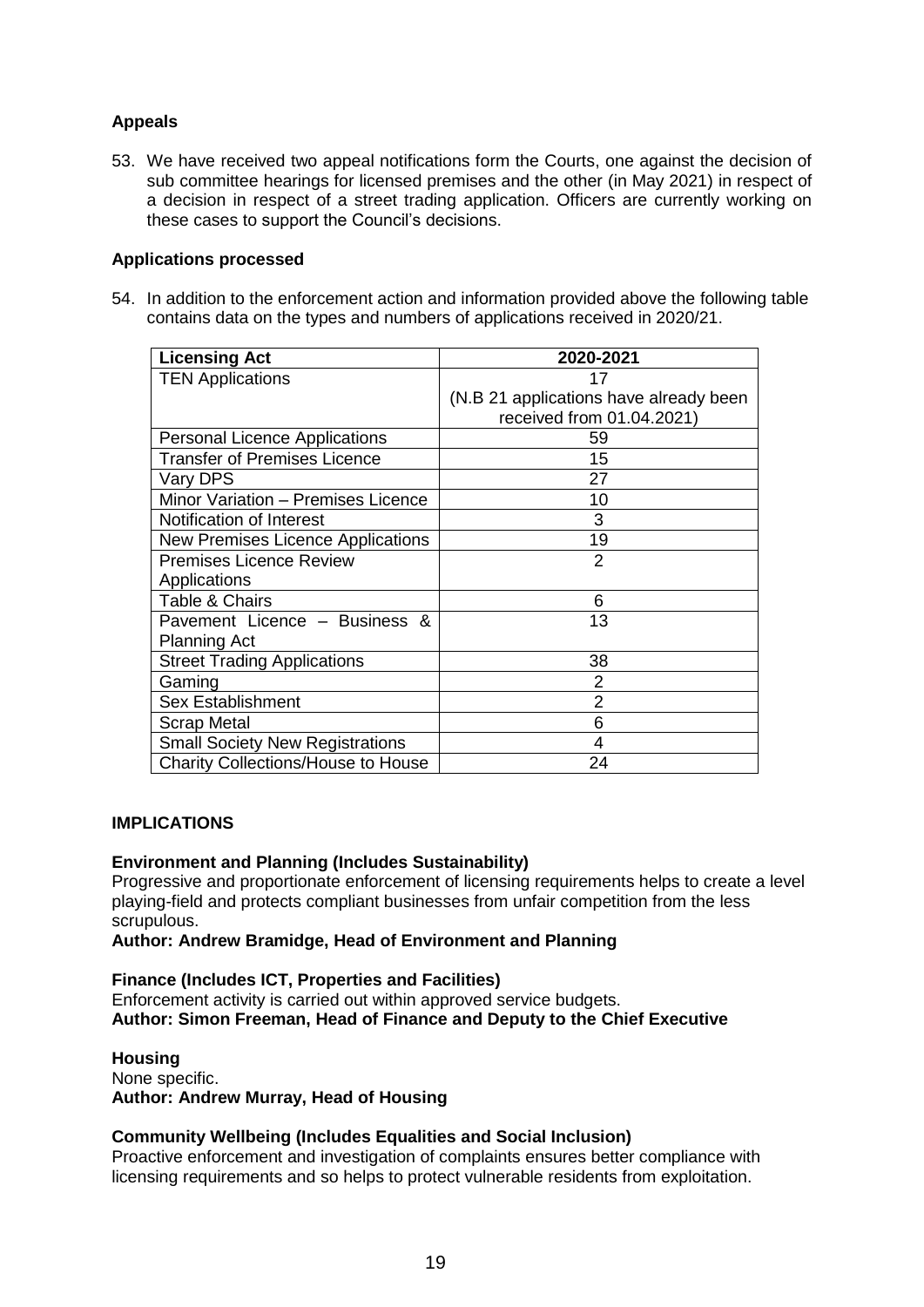**Appeals**

53. We have received two appeal notifications form the Courts, one against the decision of sub committee hearings for licensed premises and the other (in May 2021) in respect of a decision in respect of a street trading application. Officers are currently working on these cases to support the Council's decisions.

**Applications processed**

54. In addition to the enforcement action and information provided above the following table contains data on the types and numbers of applications received in 2020/21.

| Licensing Act | 2020-2021 |
|---|---|
| TEN Applications | 17 (N.B 21 applications have already been received from 01.04.2021) |
| Personal Licence Applications | 59 |
| Transfer of Premises Licence | 15 |
| Vary DPS | 27 |
| Minor Variation – Premises Licence | 10 |
| Notification of Interest | 3 |
| New Premises Licence Applications | 19 |
| Premises Licence Review Applications | 2 |
| Table & Chairs | 6 |
| Pavement Licence – Business & Planning Act | 13 |
| Street Trading Applications | 38 |
| Gaming | 2 |
| Sex Establishment | 2 |
| Scrap Metal | 6 |
| Small Society New Registrations | 4 |
| Charity Collections/House to House | 24 |

## IMPLICATIONS

**Environment and Planning (Includes Sustainability)**

Progressive and proportionate enforcement of licensing requirements helps to create a level playing-field and protects compliant businesses from unfair competition from the less scrupulous.

**Author: Andrew Bramidge, Head of Environment and Planning**

**Finance (Includes ICT, Properties and Facilities)**

Enforcement activity is carried out within approved service budgets.

**Author: Simon Freeman, Head of Finance and Deputy to the Chief Executive**

**Housing**

None specific.

**Author: Andrew Murray, Head of Housing**

**Community Wellbeing (Includes Equalities and Social Inclusion)**

Proactive enforcement and investigation of complaints ensures better compliance with licensing requirements and so helps to protect vulnerable residents from exploitation.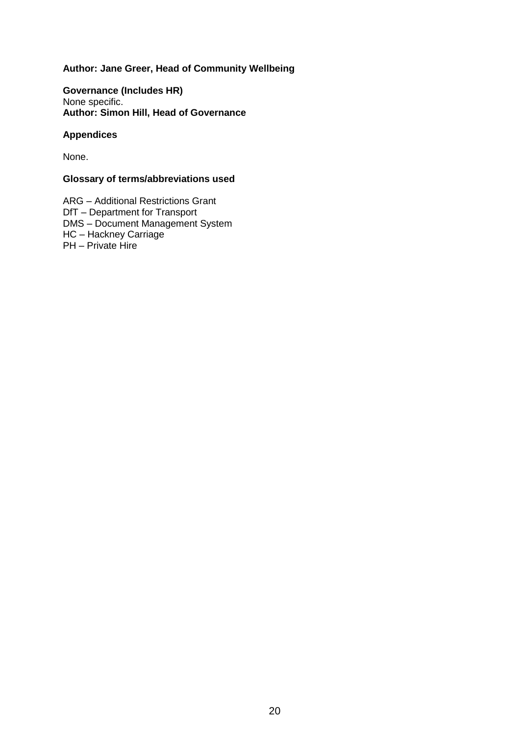**Author: Jane Greer, Head of Community Wellbeing**

**Governance (Includes HR)**
None specific.
**Author: Simon Hill, Head of Governance**

**Appendices**

None.

**Glossary of terms/abbreviations used**

ARG – Additional Restrictions Grant
DfT – Department for Transport
DMS – Document Management System
HC – Hackney Carriage
PH – Private Hire